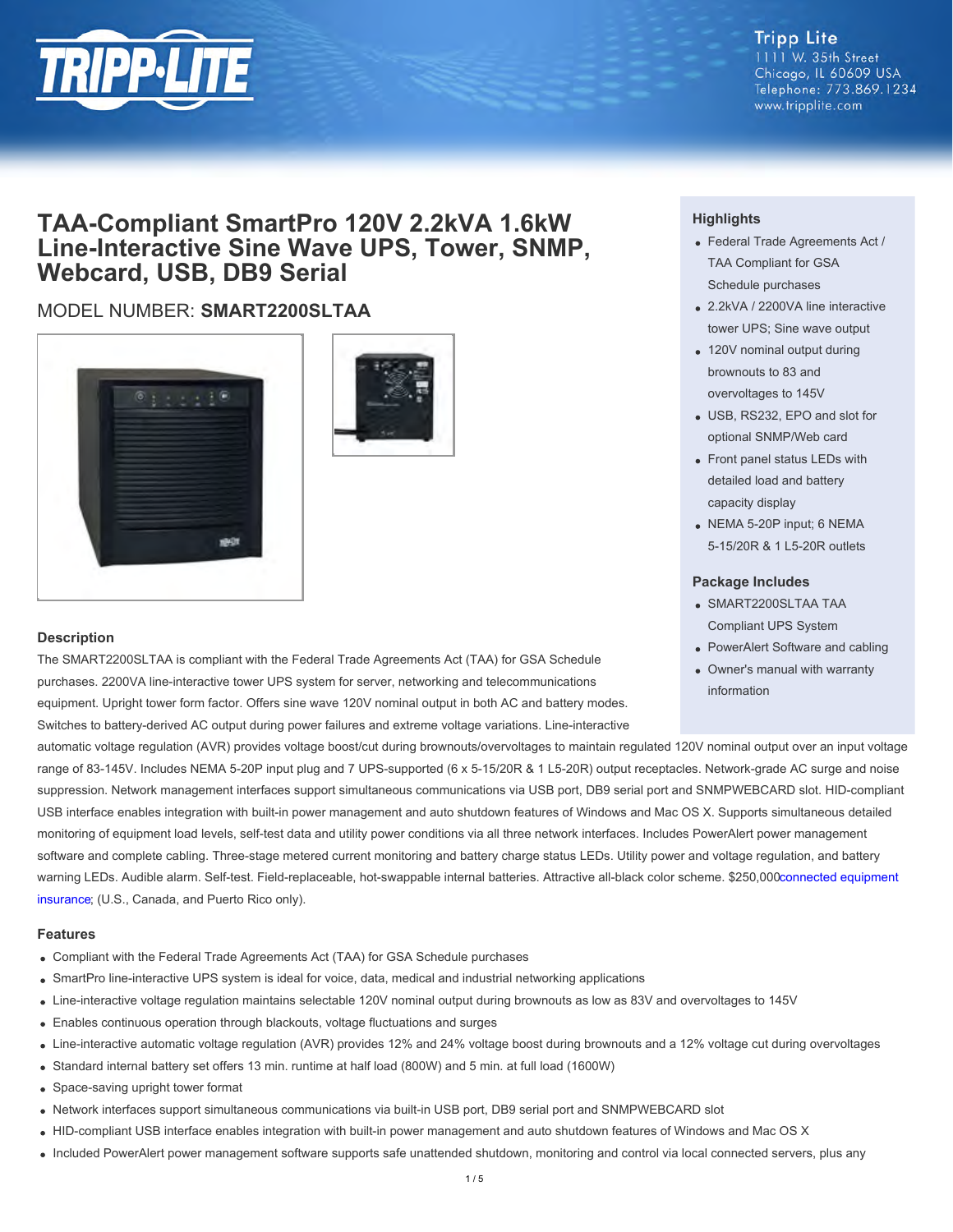Tripp Lite
1111 W. 35th Street
Chicago, IL 60609 USA
Telephone: 773.869.1234
www.tripplite.com

# TAA-Compliant SmartPro 120V 2.2kVA 1.6kW Line-Interactive Sine Wave UPS, Tower, SNMP, Webcard, USB, DB9 Serial

## MODEL NUMBER: **SMART2200SLTAA**

### Highlights

- Federal Trade Agreements Act / TAA Compliant for GSA Schedule purchases
- 2.2kVA / 2200VA line interactive tower UPS; Sine wave output
- 120V nominal output during brownouts to 83 and overvoltages to 145V
- USB, RS232, EPO and slot for optional SNMP/Web card
- Front panel status LEDs with detailed load and battery capacity display
- NEMA 5-20P input; 6 NEMA 5-15/20R & 1 L5-20R outlets

### Package Includes

- SMART2200SLTAA TAA Compliant UPS System
- PowerAlert Software and cabling
- Owner's manual with warranty information

### Description

The SMART2200SLTAA is compliant with the Federal Trade Agreements Act (TAA) for GSA Schedule purchases. 2200VA line-interactive tower UPS system for server, networking and telecommunications equipment. Upright tower form factor. Offers sine wave 120V nominal output in both AC and battery modes. Switches to battery-derived AC output during power failures and extreme voltage variations. Line-interactive automatic voltage regulation (AVR) provides voltage boost/cut during brownouts/overvoltages to maintain regulated 120V nominal output over an input voltage range of 83-145V. Includes NEMA 5-20P input plug and 7 UPS-supported (6 x 5-15/20R & 1 L5-20R) output receptacles. Network-grade AC surge and noise suppression. Network management interfaces support simultaneous communications via USB port, DB9 serial port and SNMPWEBCARD slot. HID-compliant USB interface enables integration with built-in power management and auto shutdown features of Windows and Mac OS X. Supports simultaneous detailed monitoring of equipment load levels, self-test data and utility power conditions via all three network interfaces. Includes PowerAlert power management software and complete cabling. Three-stage metered current monitoring and battery charge status LEDs. Utility power and voltage regulation, and battery warning LEDs. Audible alarm. Self-test. Field-replaceable, hot-swappable internal batteries. Attractive all-black color scheme. $250,000connected equipment insurance; (U.S., Canada, and Puerto Rico only).

### Features

- Compliant with the Federal Trade Agreements Act (TAA) for GSA Schedule purchases
- SmartPro line-interactive UPS system is ideal for voice, data, medical and industrial networking applications
- Line-interactive voltage regulation maintains selectable 120V nominal output during brownouts as low as 83V and overvoltages to 145V
- Enables continuous operation through blackouts, voltage fluctuations and surges
- Line-interactive automatic voltage regulation (AVR) provides 12% and 24% voltage boost during brownouts and a 12% voltage cut during overvoltages
- Standard internal battery set offers 13 min. runtime at half load (800W) and 5 min. at full load (1600W)
- Space-saving upright tower format
- Network interfaces support simultaneous communications via built-in USB port, DB9 serial port and SNMPWEBCARD slot
- HID-compliant USB interface enables integration with built-in power management and auto shutdown features of Windows and Mac OS X
- Included PowerAlert power management software supports safe unattended shutdown, monitoring and control via local connected servers, plus any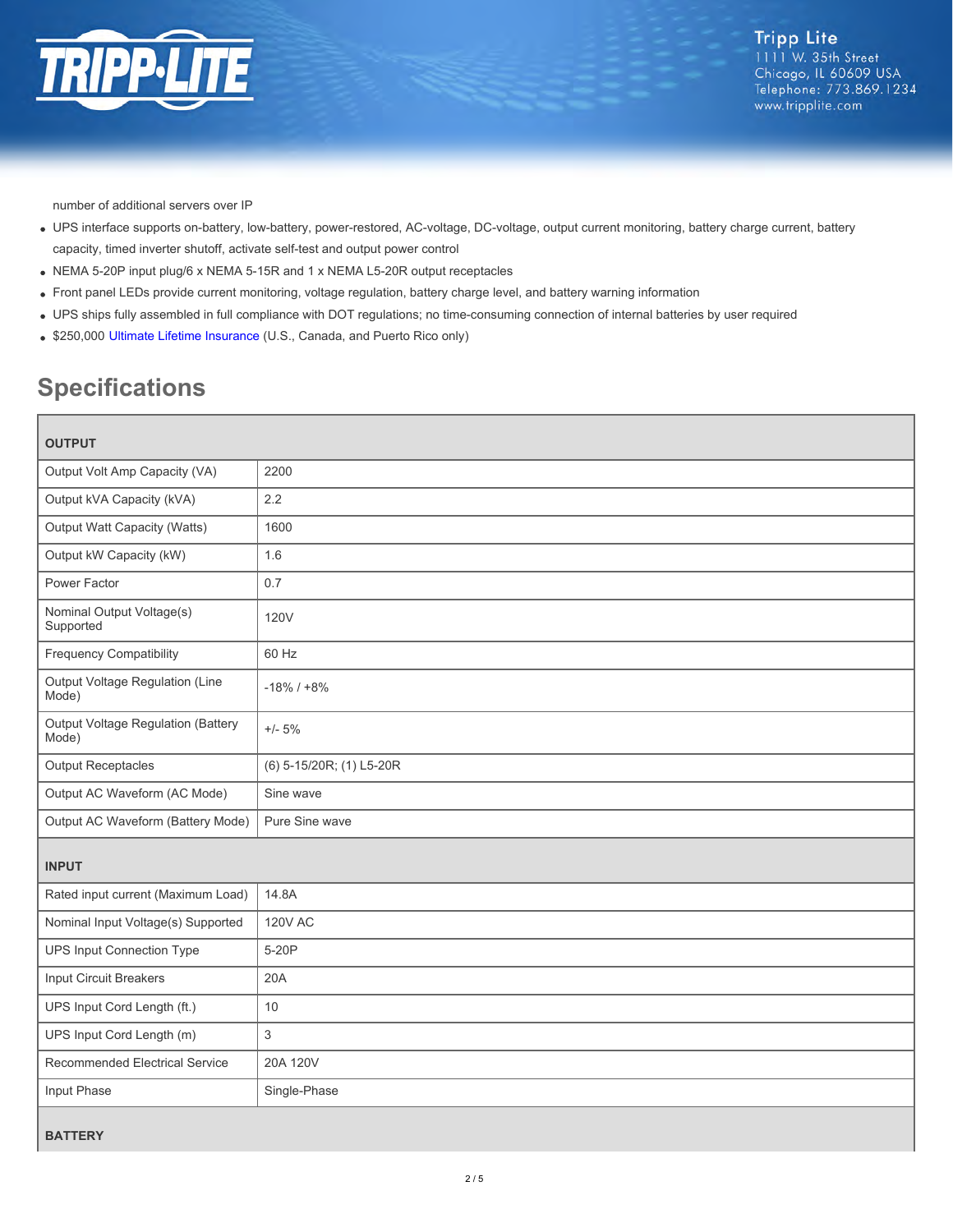number of additional servers over IP

- UPS interface supports on-battery, low-battery, power-restored, AC-voltage, DC-voltage, output current monitoring, battery charge current, battery capacity, timed inverter shutoff, activate self-test and output power control
- NEMA 5-20P input plug/6 x NEMA 5-15R and 1 x NEMA L5-20R output receptacles
- Front panel LEDs provide current monitoring, voltage regulation, battery charge level, and battery warning information
- UPS ships fully assembled in full compliance with DOT regulations; no time-consuming connection of internal batteries by user required
- $250,000 Ultimate Lifetime Insurance (U.S., Canada, and Puerto Rico only)

## Specifications

| **OUTPUT** | |
|---|---|
| Output Volt Amp Capacity (VA) | 2200 |
| Output kVA Capacity (kVA) | 2.2 |
| Output Watt Capacity (Watts) | 1600 |
| Output kW Capacity (kW) | 1.6 |
| Power Factor | 0.7 |
| Nominal Output Voltage(s) Supported | 120V |
| Frequency Compatibility | 60 Hz |
| Output Voltage Regulation (Line Mode) | -18% / +8% |
| Output Voltage Regulation (Battery Mode) | +/- 5% |
| Output Receptacles | (6) 5-15/20R; (1) L5-20R |
| Output AC Waveform (AC Mode) | Sine wave |
| Output AC Waveform (Battery Mode) | Pure Sine wave |
| **INPUT** | |
| Rated input current (Maximum Load) | 14.8A |
| Nominal Input Voltage(s) Supported | 120V AC |
| UPS Input Connection Type | 5-20P |
| Input Circuit Breakers | 20A |
| UPS Input Cord Length (ft.) | 10 |
| UPS Input Cord Length (m) | 3 |
| Recommended Electrical Service | 20A 120V |
| Input Phase | Single-Phase |
| **BATTERY** | |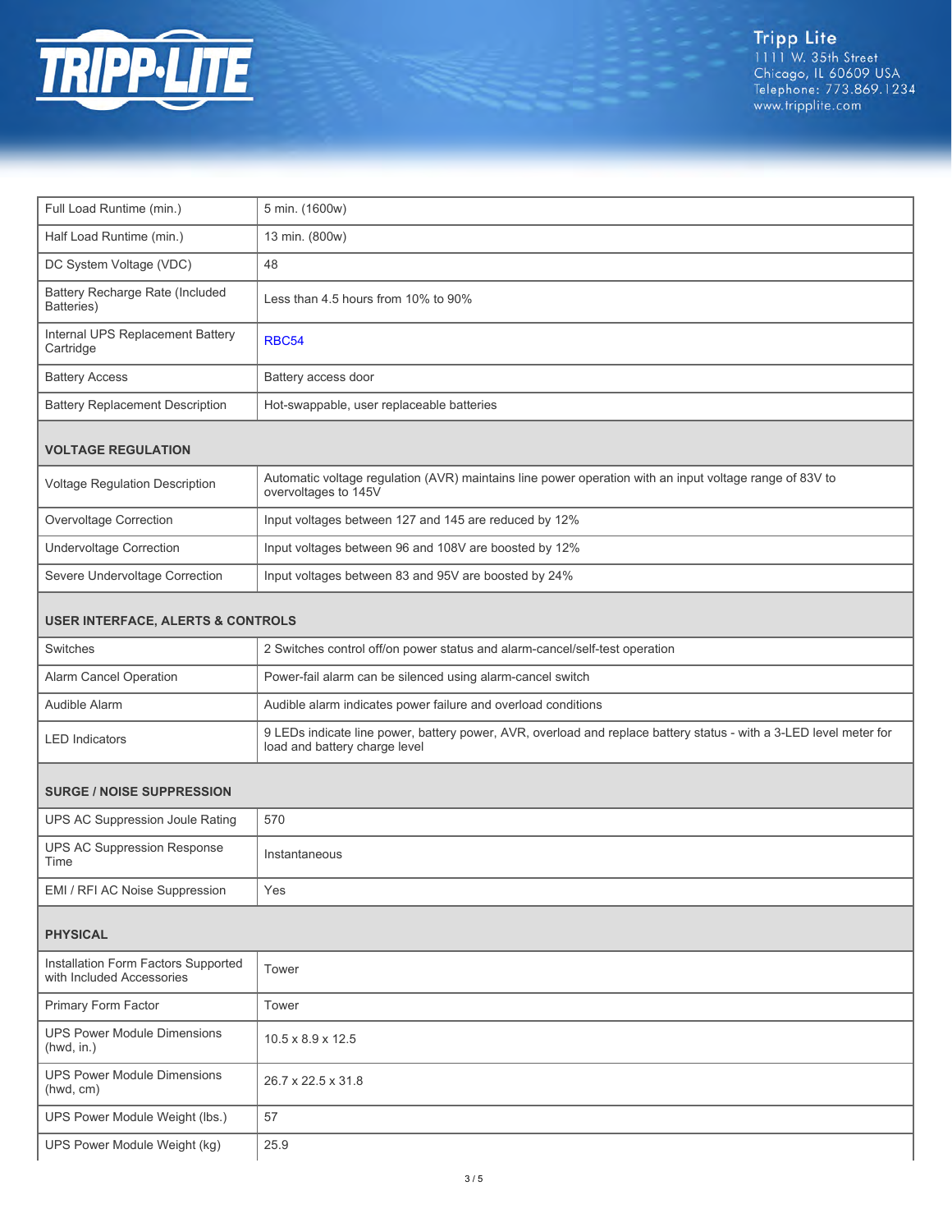| | |
|---|---|
| Full Load Runtime (min.) | 5 min. (1600w) |
| Half Load Runtime (min.) | 13 min. (800w) |
| DC System Voltage (VDC) | 48 |
| Battery Recharge Rate (Included Batteries) | Less than 4.5 hours from 10% to 90% |
| Internal UPS Replacement Battery Cartridge | RBC54 |
| Battery Access | Battery access door |
| Battery Replacement Description | Hot-swappable, user replaceable batteries |
| **VOLTAGE REGULATION** | |
| Voltage Regulation Description | Automatic voltage regulation (AVR) maintains line power operation with an input voltage range of 83V to overvoltages to 145V |
| Overvoltage Correction | Input voltages between 127 and 145 are reduced by 12% |
| Undervoltage Correction | Input voltages between 96 and 108V are boosted by 12% |
| Severe Undervoltage Correction | Input voltages between 83 and 95V are boosted by 24% |
| **USER INTERFACE, ALERTS & CONTROLS** | |
| Switches | 2 Switches control off/on power status and alarm-cancel/self-test operation |
| Alarm Cancel Operation | Power-fail alarm can be silenced using alarm-cancel switch |
| Audible Alarm | Audible alarm indicates power failure and overload conditions |
| LED Indicators | 9 LEDs indicate line power, battery power, AVR, overload and replace battery status - with a 3-LED level meter for load and battery charge level |
| **SURGE / NOISE SUPPRESSION** | |
| UPS AC Suppression Joule Rating | 570 |
| UPS AC Suppression Response Time | Instantaneous |
| EMI / RFI AC Noise Suppression | Yes |
| **PHYSICAL** | |
| Installation Form Factors Supported with Included Accessories | Tower |
| Primary Form Factor | Tower |
| UPS Power Module Dimensions (hwd, in.) | 10.5 x 8.9 x 12.5 |
| UPS Power Module Dimensions (hwd, cm) | 26.7 x 22.5 x 31.8 |
| UPS Power Module Weight (lbs.) | 57 |
| UPS Power Module Weight (kg) | 25.9 |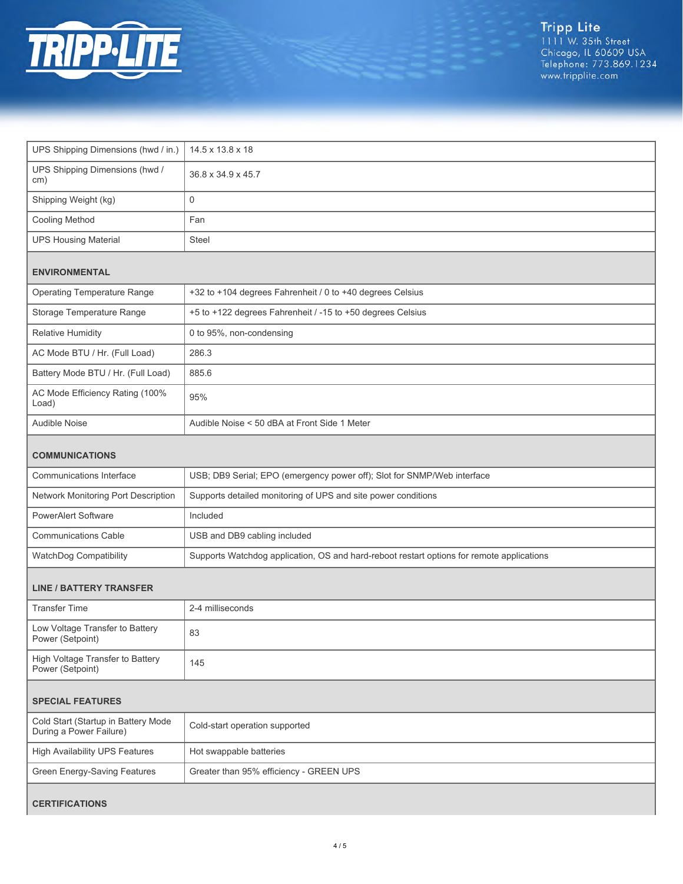| | |
|---|---|
| UPS Shipping Dimensions (hwd / in.) | 14.5 x 13.8 x 18 |
| UPS Shipping Dimensions (hwd / cm) | 36.8 x 34.9 x 45.7 |
| Shipping Weight (kg) | 0 |
| Cooling Method | Fan |
| UPS Housing Material | Steel |
| **ENVIRONMENTAL** | |
| Operating Temperature Range | +32 to +104 degrees Fahrenheit / 0 to +40 degrees Celsius |
| Storage Temperature Range | +5 to +122 degrees Fahrenheit / -15 to +50 degrees Celsius |
| Relative Humidity | 0 to 95%, non-condensing |
| AC Mode BTU / Hr. (Full Load) | 286.3 |
| Battery Mode BTU / Hr. (Full Load) | 885.6 |
| AC Mode Efficiency Rating (100% Load) | 95% |
| Audible Noise | Audible Noise < 50 dBA at Front Side 1 Meter |
| **COMMUNICATIONS** | |
| Communications Interface | USB; DB9 Serial; EPO (emergency power off); Slot for SNMP/Web interface |
| Network Monitoring Port Description | Supports detailed monitoring of UPS and site power conditions |
| PowerAlert Software | Included |
| Communications Cable | USB and DB9 cabling included |
| WatchDog Compatibility | Supports Watchdog application, OS and hard-reboot restart options for remote applications |
| **LINE / BATTERY TRANSFER** | |
| Transfer Time | 2-4 milliseconds |
| Low Voltage Transfer to Battery Power (Setpoint) | 83 |
| High Voltage Transfer to Battery Power (Setpoint) | 145 |
| **SPECIAL FEATURES** | |
| Cold Start (Startup in Battery Mode During a Power Failure) | Cold-start operation supported |
| High Availability UPS Features | Hot swappable batteries |
| Green Energy-Saving Features | Greater than 95% efficiency - GREEN UPS |
| **CERTIFICATIONS** | |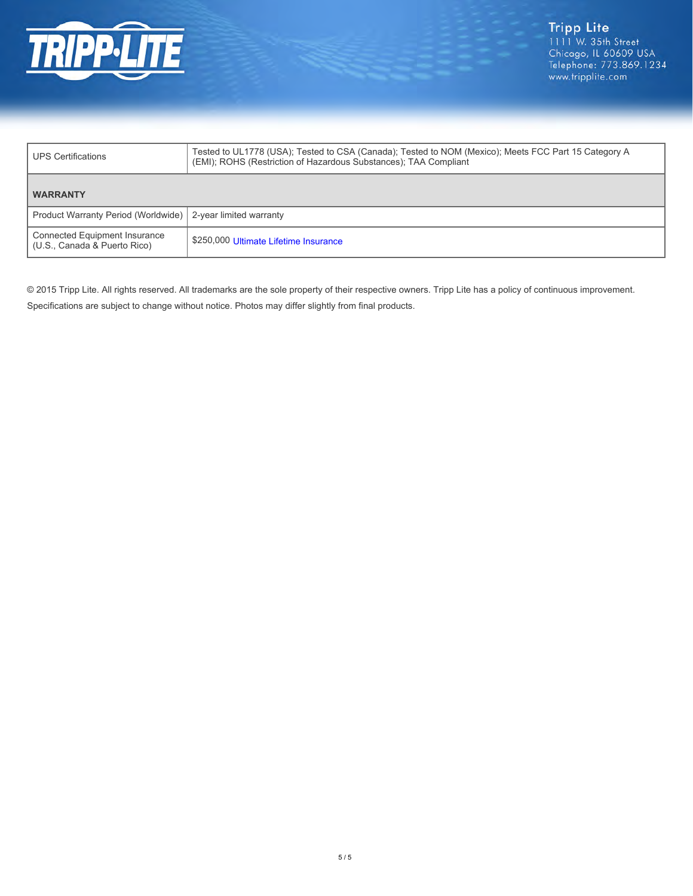| | |
|---|---|
| UPS Certifications | Tested to UL1778 (USA); Tested to CSA (Canada); Tested to NOM (Mexico); Meets FCC Part 15 Category A (EMI); ROHS (Restriction of Hazardous Substances); TAA Compliant |
| **WARRANTY** | |
| Product Warranty Period (Worldwide) | 2-year limited warranty |
| Connected Equipment Insurance (U.S., Canada & Puerto Rico) | $250,000 Ultimate Lifetime Insurance |

© 2015 Tripp Lite. All rights reserved. All trademarks are the sole property of their respective owners. Tripp Lite has a policy of continuous improvement. Specifications are subject to change without notice. Photos may differ slightly from final products.